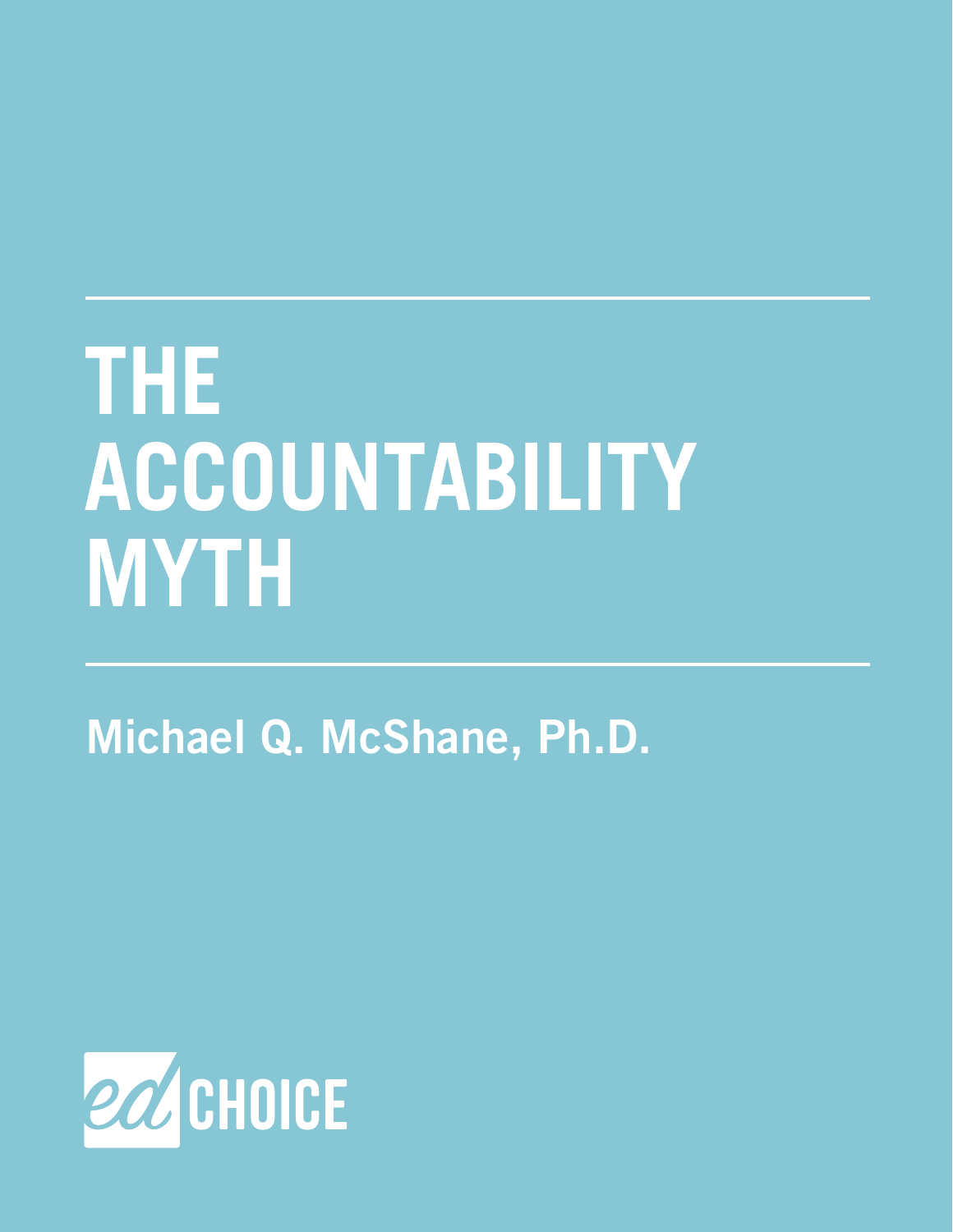# THE ACCOUNTABILITY MYTH

Michael Q. McShane, Ph.D.

EdCHOICE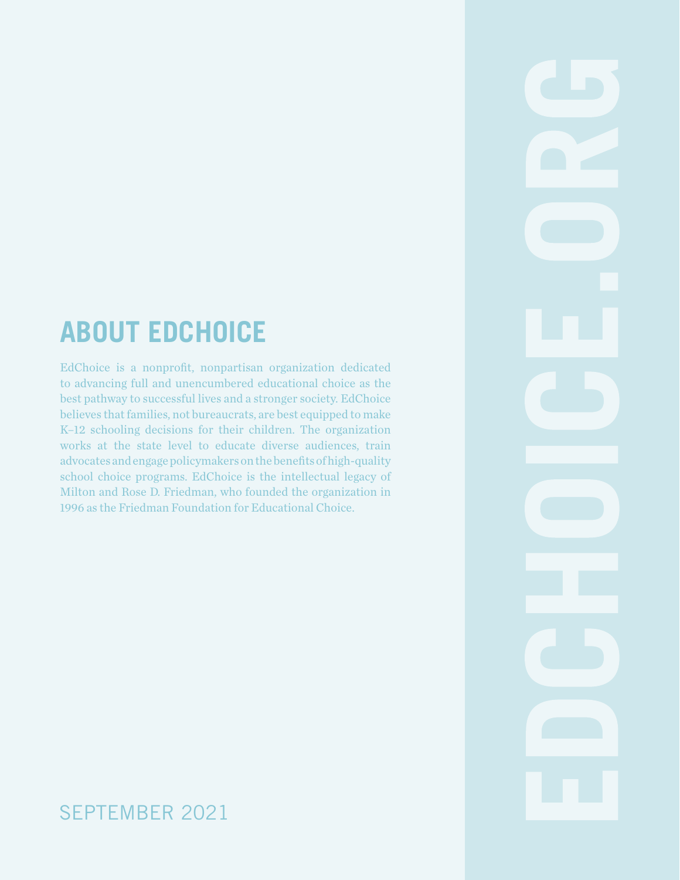## ABOUT EDCHOICE

EdChoice is a nonprofit, nonpartisan organization dedicated to advancing full and unencumbered educational choice as the best pathway to successful lives and a stronger society. EdChoice believes that families, not bureaucrats, are best equipped to make K–12 schooling decisions for their children. The organization works at the state level to educate diverse audiences, train advocates and engage policymakers on the benefits of high-quality school choice programs. EdChoice is the intellectual legacy of Milton and Rose D. Friedman, who founded the organization in 1996 as the Friedman Foundation for Educational Choice.

SEPTEMBER 2021

EDCHOICE.ORG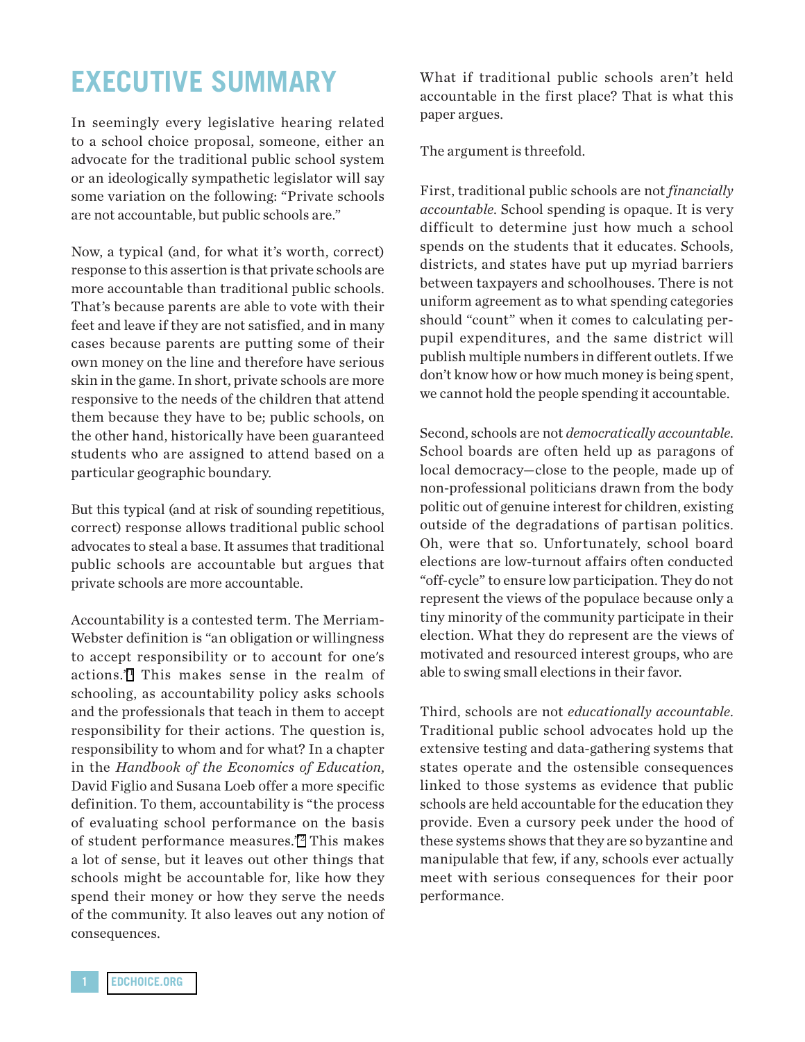# EXECUTIVE SUMMARY

In seemingly every legislative hearing related to a school choice proposal, someone, either an advocate for the traditional public school system or an ideologically sympathetic legislator will say some variation on the following: "Private schools are not accountable, but public schools are."

Now, a typical (and, for what it's worth, correct) response to this assertion is that private schools are more accountable than traditional public schools. That's because parents are able to vote with their feet and leave if they are not satisfied, and in many cases because parents are putting some of their own money on the line and therefore have serious skin in the game. In short, private schools are more responsive to the needs of the children that attend them because they have to be; public schools, on the other hand, historically have been guaranteed students who are assigned to attend based on a particular geographic boundary.

But this typical (and at risk of sounding repetitious, correct) response allows traditional public school advocates to steal a base. It assumes that traditional public schools are accountable but argues that private schools are more accountable.

Accountability is a contested term. The Merriam-Webster definition is "an obligation or willingness to accept responsibility or to account for one's actions."[1] This makes sense in the realm of schooling, as accountability policy asks schools and the professionals that teach in them to accept responsibility for their actions. The question is, responsibility to whom and for what? In a chapter in the *Handbook of the Economics of Education*, David Figlio and Susana Loeb offer a more specific definition. To them, accountability is "the process of evaluating school performance on the basis of student performance measures."[2] This makes a lot of sense, but it leaves out other things that schools might be accountable for, like how they spend their money or how they serve the needs of the community. It also leaves out any notion of consequences.

What if traditional public schools aren't held accountable in the first place? That is what this paper argues.

The argument is threefold.

First, traditional public schools are not *financially accountable*. School spending is opaque. It is very difficult to determine just how much a school spends on the students that it educates. Schools, districts, and states have put up myriad barriers between taxpayers and schoolhouses. There is not uniform agreement as to what spending categories should "count" when it comes to calculating per-pupil expenditures, and the same district will publish multiple numbers in different outlets. If we don't know how or how much money is being spent, we cannot hold the people spending it accountable.

Second, schools are not *democratically accountable*. School boards are often held up as paragons of local democracy—close to the people, made up of non-professional politicians drawn from the body politic out of genuine interest for children, existing outside of the degradations of partisan politics. Oh, were that so. Unfortunately, school board elections are low-turnout affairs often conducted "off-cycle" to ensure low participation. They do not represent the views of the populace because only a tiny minority of the community participate in their election. What they do represent are the views of motivated and resourced interest groups, who are able to swing small elections in their favor.

Third, schools are not *educationally accountable*. Traditional public school advocates hold up the extensive testing and data-gathering systems that states operate and the ostensible consequences linked to those systems as evidence that public schools are held accountable for the education they provide. Even a cursory peek under the hood of these systems shows that they are so byzantine and manipulable that few, if any, schools ever actually meet with serious consequences for their poor performance.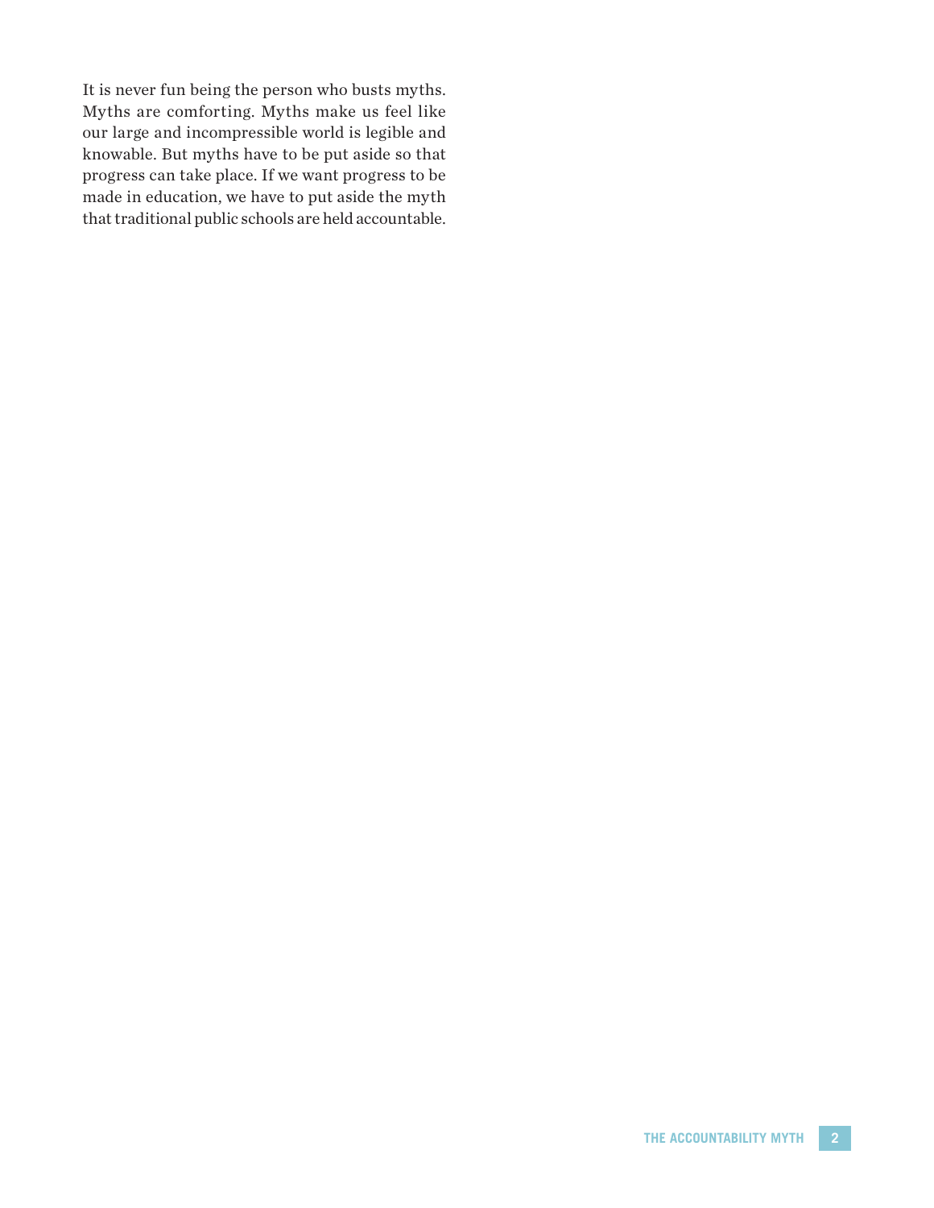It is never fun being the person who busts myths. Myths are comforting. Myths make us feel like our large and incompressible world is legible and knowable. But myths have to be put aside so that progress can take place. If we want progress to be made in education, we have to put aside the myth that traditional public schools are held accountable.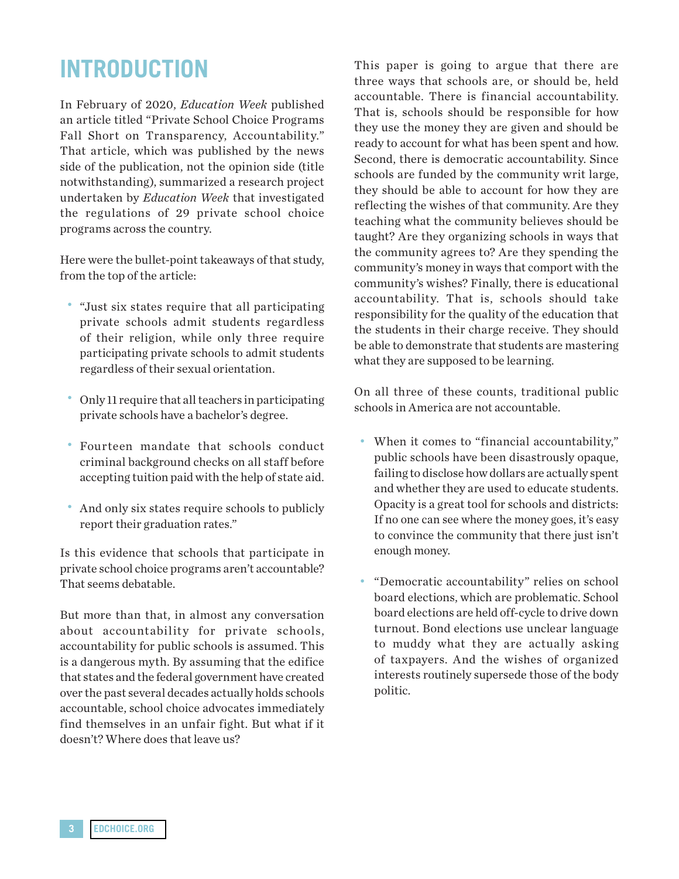# INTRODUCTION

In February of 2020, *Education Week* published an article titled "Private School Choice Programs Fall Short on Transparency, Accountability." That article, which was published by the news side of the publication, not the opinion side (title notwithstanding), summarized a research project undertaken by *Education Week* that investigated the regulations of 29 private school choice programs across the country.

Here were the bullet-point takeaways of that study, from the top of the article:

- "Just six states require that all participating private schools admit students regardless of their religion, while only three require participating private schools to admit students regardless of their sexual orientation.
- Only 11 require that all teachers in participating private schools have a bachelor's degree.
- Fourteen mandate that schools conduct criminal background checks on all staff before accepting tuition paid with the help of state aid.
- And only six states require schools to publicly report their graduation rates."

Is this evidence that schools that participate in private school choice programs aren't accountable? That seems debatable.

But more than that, in almost any conversation about accountability for private schools, accountability for public schools is assumed. This is a dangerous myth. By assuming that the edifice that states and the federal government have created over the past several decades actually holds schools accountable, school choice advocates immediately find themselves in an unfair fight. But what if it doesn't? Where does that leave us?

This paper is going to argue that there are three ways that schools are, or should be, held accountable. There is financial accountability. That is, schools should be responsible for how they use the money they are given and should be ready to account for what has been spent and how. Second, there is democratic accountability. Since schools are funded by the community writ large, they should be able to account for how they are reflecting the wishes of that community. Are they teaching what the community believes should be taught? Are they organizing schools in ways that the community agrees to? Are they spending the community's money in ways that comport with the community's wishes? Finally, there is educational accountability. That is, schools should take responsibility for the quality of the education that the students in their charge receive. They should be able to demonstrate that students are mastering what they are supposed to be learning.

On all three of these counts, traditional public schools in America are not accountable.

- When it comes to "financial accountability," public schools have been disastrously opaque, failing to disclose how dollars are actually spent and whether they are used to educate students. Opacity is a great tool for schools and districts: If no one can see where the money goes, it's easy to convince the community that there just isn't enough money.
- "Democratic accountability" relies on school board elections, which are problematic. School board elections are held off-cycle to drive down turnout. Bond elections use unclear language to muddy what they are actually asking of taxpayers. And the wishes of organized interests routinely supersede those of the body politic.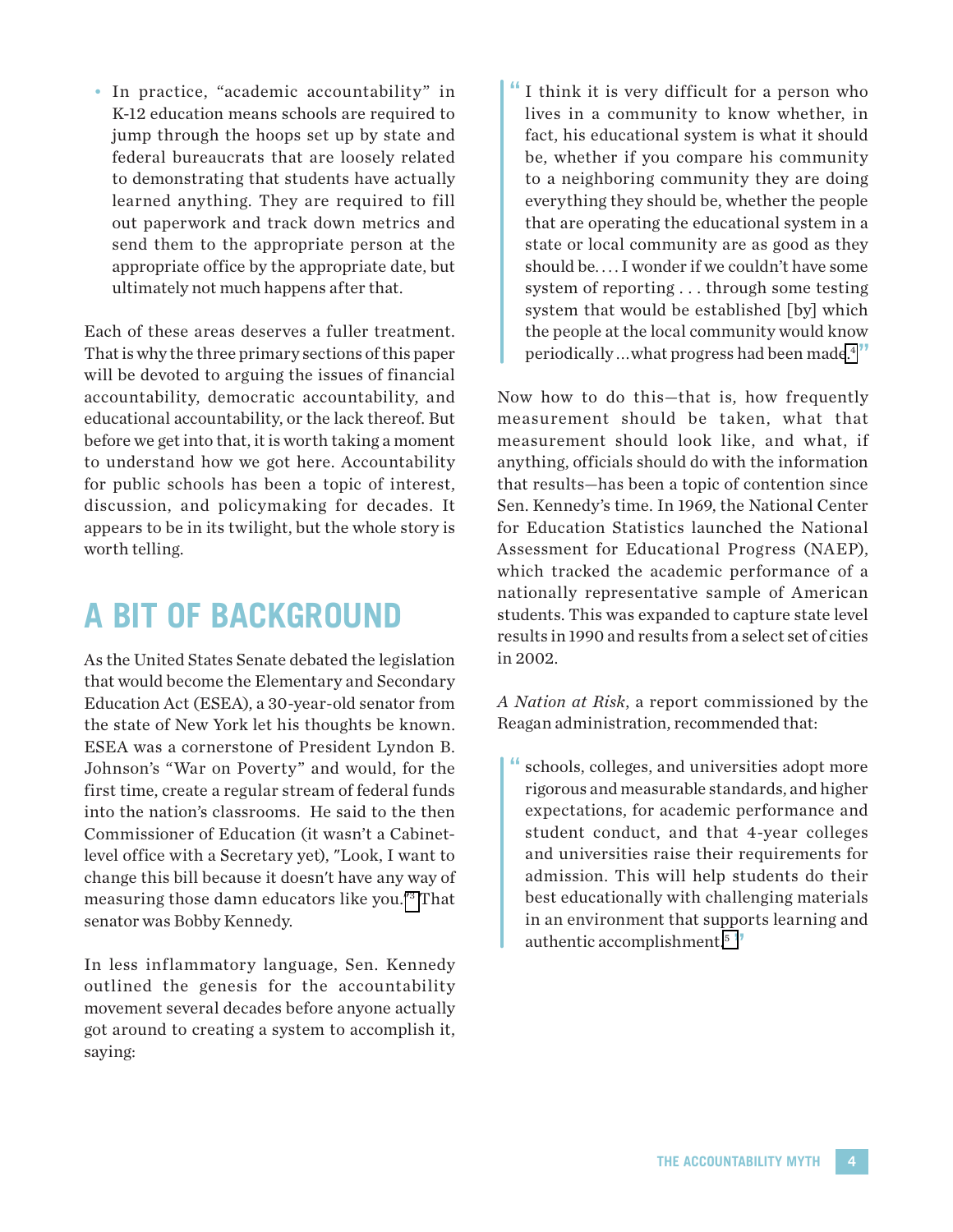- In practice, "academic accountability" in K-12 education means schools are required to jump through the hoops set up by state and federal bureaucrats that are loosely related to demonstrating that students have actually learned anything. They are required to fill out paperwork and track down metrics and send them to the appropriate person at the appropriate office by the appropriate date, but ultimately not much happens after that.

Each of these areas deserves a fuller treatment. That is why the three primary sections of this paper will be devoted to arguing the issues of financial accountability, democratic accountability, and educational accountability, or the lack thereof. But before we get into that, it is worth taking a moment to understand how we got here. Accountability for public schools has been a topic of interest, discussion, and policymaking for decades. It appears to be in its twilight, but the whole story is worth telling.

## A BIT OF BACKGROUND

As the United States Senate debated the legislation that would become the Elementary and Secondary Education Act (ESEA), a 30-year-old senator from the state of New York let his thoughts be known. ESEA was a cornerstone of President Lyndon B. Johnson's "War on Poverty" and would, for the first time, create a regular stream of federal funds into the nation's classrooms. He said to the then Commissioner of Education (it wasn't a Cabinet-level office with a Secretary yet), "Look, I want to change this bill because it doesn't have any way of measuring those damn educators like you."[3] That senator was Bobby Kennedy.

In less inflammatory language, Sen. Kennedy outlined the genesis for the accountability movement several decades before anyone actually got around to creating a system to accomplish it, saying:

> "I think it is very difficult for a person who lives in a community to know whether, in fact, his educational system is what it should be, whether if you compare his community to a neighboring community they are doing everything they should be, whether the people that are operating the educational system in a state or local community are as good as they should be. . . . I wonder if we couldn't have some system of reporting . . . through some testing system that would be established [by] which the people at the local community would know periodically . . . what progress had been made.[4]"

Now how to do this—that is, how frequently measurement should be taken, what that measurement should look like, and what, if anything, officials should do with the information that results—has been a topic of contention since Sen. Kennedy's time. In 1969, the National Center for Education Statistics launched the National Assessment for Educational Progress (NAEP), which tracked the academic performance of a nationally representative sample of American students. This was expanded to capture state level results in 1990 and results from a select set of cities in 2002.

*A Nation at Risk*, a report commissioned by the Reagan administration, recommended that:

> "schools, colleges, and universities adopt more rigorous and measurable standards, and higher expectations, for academic performance and student conduct, and that 4-year colleges and universities raise their requirements for admission. This will help students do their best educationally with challenging materials in an environment that supports learning and authentic accomplishment.[5]"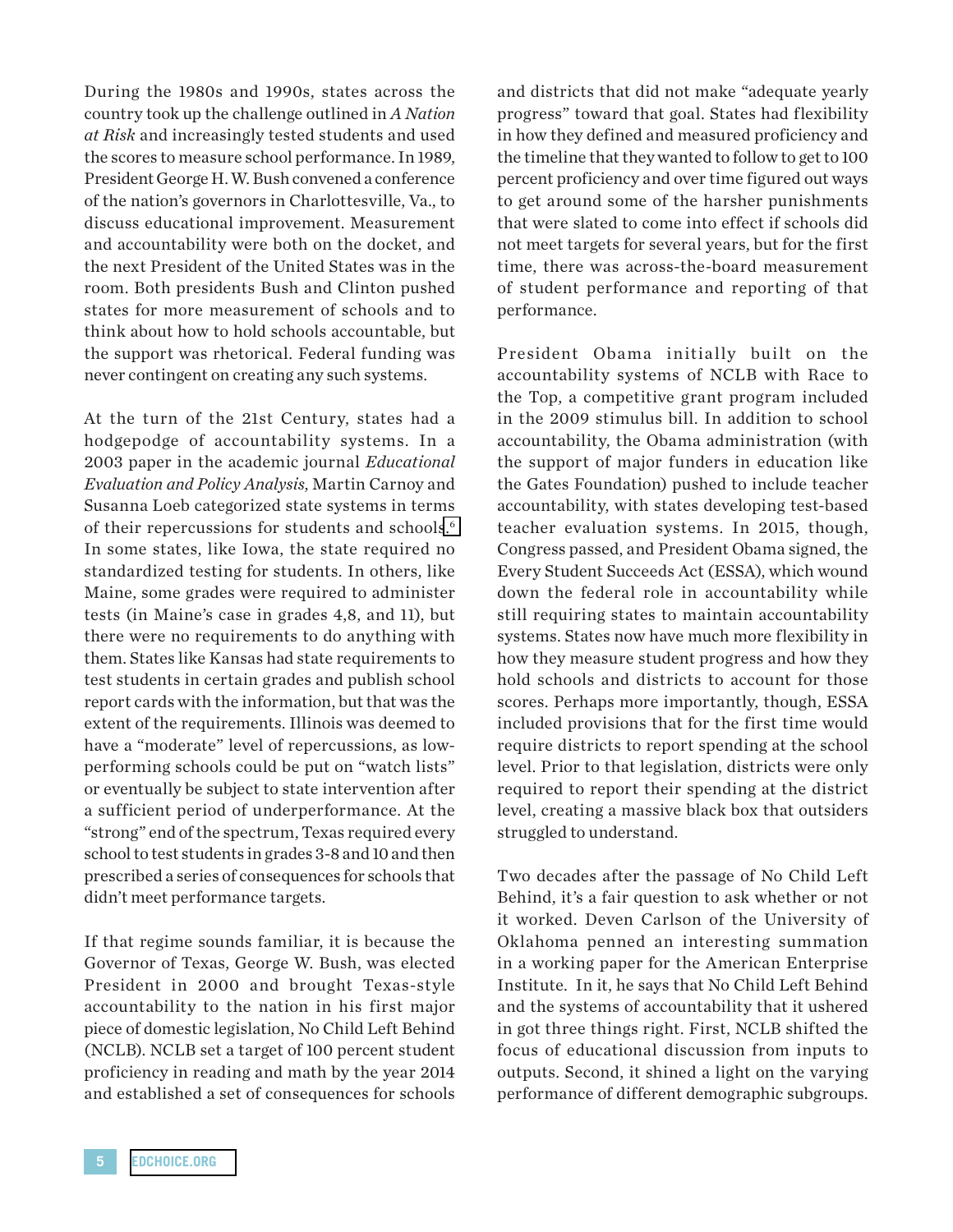During the 1980s and 1990s, states across the country took up the challenge outlined in *A Nation at Risk* and increasingly tested students and used the scores to measure school performance. In 1989, President George H. W. Bush convened a conference of the nation's governors in Charlottesville, Va., to discuss educational improvement. Measurement and accountability were both on the docket, and the next President of the United States was in the room. Both presidents Bush and Clinton pushed states for more measurement of schools and to think about how to hold schools accountable, but the support was rhetorical. Federal funding was never contingent on creating any such systems.

At the turn of the 21st Century, states had a hodgepodge of accountability systems. In a 2003 paper in the academic journal *Educational Evaluation and Policy Analysis,* Martin Carnoy and Susanna Loeb categorized state systems in terms of their repercussions for students and schools.[6] In some states, like Iowa, the state required no standardized testing for students. In others, like Maine, some grades were required to administer tests (in Maine's case in grades 4,8, and 11), but there were no requirements to do anything with them. States like Kansas had state requirements to test students in certain grades and publish school report cards with the information, but that was the extent of the requirements. Illinois was deemed to have a "moderate" level of repercussions, as low-performing schools could be put on "watch lists" or eventually be subject to state intervention after a sufficient period of underperformance. At the "strong" end of the spectrum, Texas required every school to test students in grades 3-8 and 10 and then prescribed a series of consequences for schools that didn't meet performance targets.

If that regime sounds familiar, it is because the Governor of Texas, George W. Bush, was elected President in 2000 and brought Texas-style accountability to the nation in his first major piece of domestic legislation, No Child Left Behind (NCLB). NCLB set a target of 100 percent student proficiency in reading and math by the year 2014 and established a set of consequences for schools and districts that did not make "adequate yearly progress" toward that goal. States had flexibility in how they defined and measured proficiency and the timeline that they wanted to follow to get to 100 percent proficiency and over time figured out ways to get around some of the harsher punishments that were slated to come into effect if schools did not meet targets for several years, but for the first time, there was across-the-board measurement of student performance and reporting of that performance.

President Obama initially built on the accountability systems of NCLB with Race to the Top, a competitive grant program included in the 2009 stimulus bill. In addition to school accountability, the Obama administration (with the support of major funders in education like the Gates Foundation) pushed to include teacher accountability, with states developing test-based teacher evaluation systems. In 2015, though, Congress passed, and President Obama signed, the Every Student Succeeds Act (ESSA), which wound down the federal role in accountability while still requiring states to maintain accountability systems. States now have much more flexibility in how they measure student progress and how they hold schools and districts to account for those scores. Perhaps more importantly, though, ESSA included provisions that for the first time would require districts to report spending at the school level. Prior to that legislation, districts were only required to report their spending at the district level, creating a massive black box that outsiders struggled to understand.

Two decades after the passage of No Child Left Behind, it's a fair question to ask whether or not it worked. Deven Carlson of the University of Oklahoma penned an interesting summation in a working paper for the American Enterprise Institute. In it, he says that No Child Left Behind and the systems of accountability that it ushered in got three things right. First, NCLB shifted the focus of educational discussion from inputs to outputs. Second, it shined a light on the varying performance of different demographic subgroups.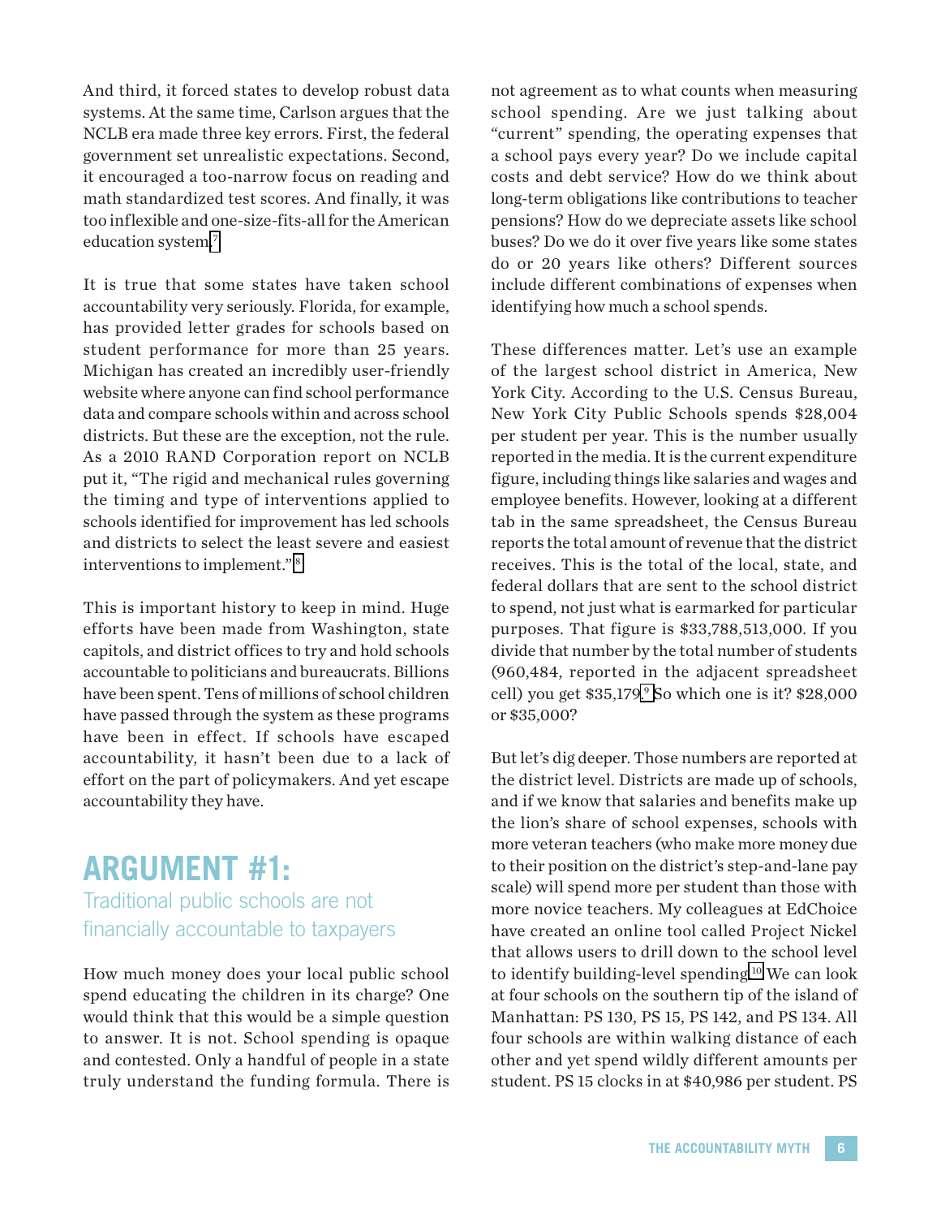And third, it forced states to develop robust data systems. At the same time, Carlson argues that the NCLB era made three key errors. First, the federal government set unrealistic expectations. Second, it encouraged a too-narrow focus on reading and math standardized test scores. And finally, it was too inflexible and one-size-fits-all for the American education system.[7]

It is true that some states have taken school accountability very seriously. Florida, for example, has provided letter grades for schools based on student performance for more than 25 years. Michigan has created an incredibly user-friendly website where anyone can find school performance data and compare schools within and across school districts. But these are the exception, not the rule. As a 2010 RAND Corporation report on NCLB put it, "The rigid and mechanical rules governing the timing and type of interventions applied to schools identified for improvement has led schools and districts to select the least severe and easiest interventions to implement."[8]

This is important history to keep in mind. Huge efforts have been made from Washington, state capitols, and district offices to try and hold schools accountable to politicians and bureaucrats. Billions have been spent. Tens of millions of school children have passed through the system as these programs have been in effect. If schools have escaped accountability, it hasn't been due to a lack of effort on the part of policymakers. And yet escape accountability they have.

## ARGUMENT #1:

### Traditional public schools are not financially accountable to taxpayers

How much money does your local public school spend educating the children in its charge? One would think that this would be a simple question to answer. It is not. School spending is opaque and contested. Only a handful of people in a state truly understand the funding formula. There is not agreement as to what counts when measuring school spending. Are we just talking about "current" spending, the operating expenses that a school pays every year? Do we include capital costs and debt service? How do we think about long-term obligations like contributions to teacher pensions? How do we depreciate assets like school buses? Do we do it over five years like some states do or 20 years like others? Different sources include different combinations of expenses when identifying how much a school spends.

These differences matter. Let's use an example of the largest school district in America, New York City. According to the U.S. Census Bureau, New York City Public Schools spends $28,004 per student per year. This is the number usually reported in the media. It is the current expenditure figure, including things like salaries and wages and employee benefits. However, looking at a different tab in the same spreadsheet, the Census Bureau reports the total amount of revenue that the district receives. This is the total of the local, state, and federal dollars that are sent to the school district to spend, not just what is earmarked for particular purposes. That figure is $33,788,513,000. If you divide that number by the total number of students (960,484, reported in the adjacent spreadsheet cell) you get $35,179.[9] So which one is it? $28,000 or $35,000?

But let's dig deeper. Those numbers are reported at the district level. Districts are made up of schools, and if we know that salaries and benefits make up the lion's share of school expenses, schools with more veteran teachers (who make more money due to their position on the district's step-and-lane pay scale) will spend more per student than those with more novice teachers. My colleagues at EdChoice have created an online tool called Project Nickel that allows users to drill down to the school level to identify building-level spending.[10] We can look at four schools on the southern tip of the island of Manhattan: PS 130, PS 15, PS 142, and PS 134. All four schools are within walking distance of each other and yet spend wildly different amounts per student. PS 15 clocks in at $40,986 per student. PS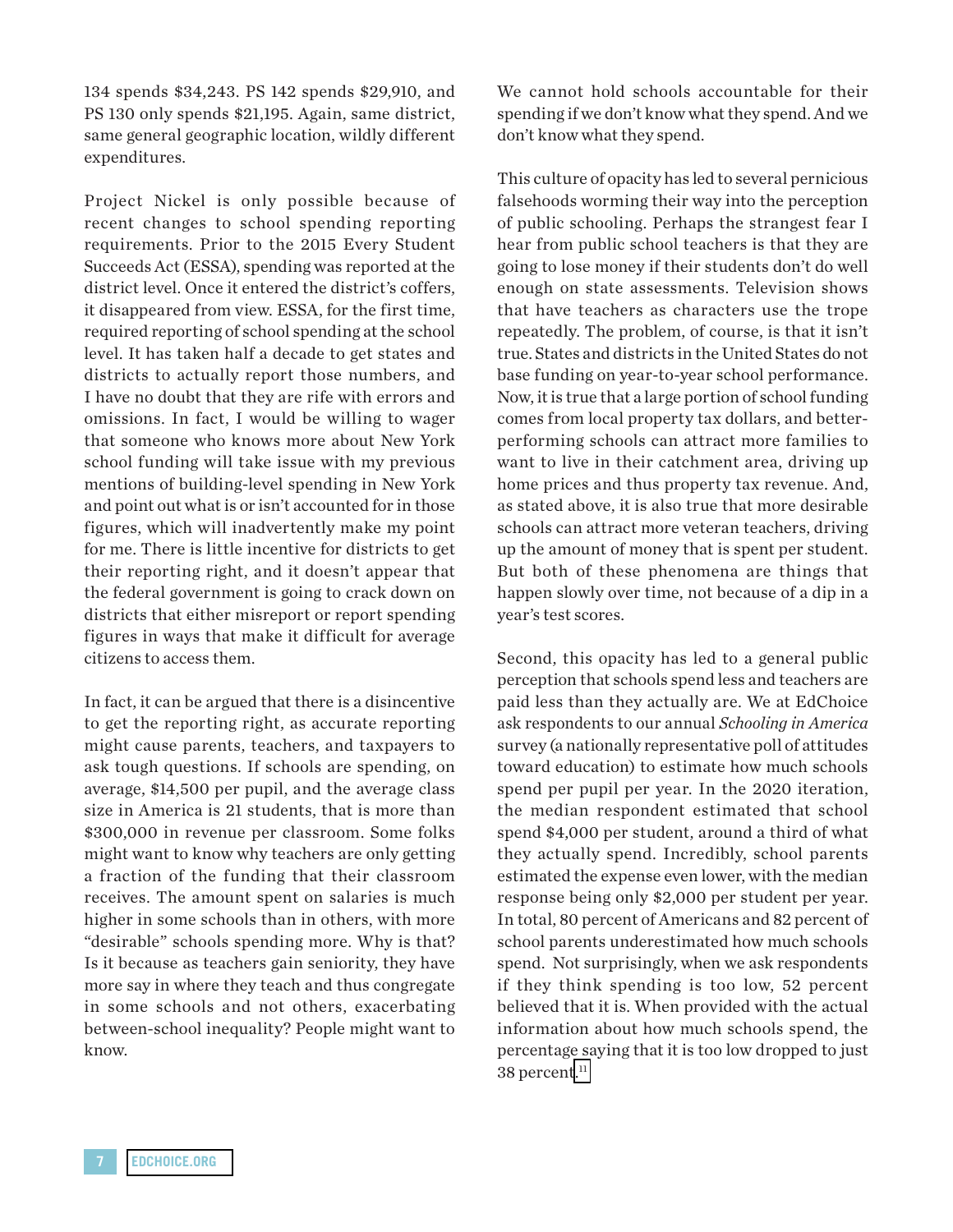134 spends $34,243. PS 142 spends $29,910, and PS 130 only spends $21,195. Again, same district, same general geographic location, wildly different expenditures.

Project Nickel is only possible because of recent changes to school spending reporting requirements. Prior to the 2015 Every Student Succeeds Act (ESSA), spending was reported at the district level. Once it entered the district's coffers, it disappeared from view. ESSA, for the first time, required reporting of school spending at the school level. It has taken half a decade to get states and districts to actually report those numbers, and I have no doubt that they are rife with errors and omissions. In fact, I would be willing to wager that someone who knows more about New York school funding will take issue with my previous mentions of building-level spending in New York and point out what is or isn't accounted for in those figures, which will inadvertently make my point for me. There is little incentive for districts to get their reporting right, and it doesn't appear that the federal government is going to crack down on districts that either misreport or report spending figures in ways that make it difficult for average citizens to access them.

In fact, it can be argued that there is a disincentive to get the reporting right, as accurate reporting might cause parents, teachers, and taxpayers to ask tough questions. If schools are spending, on average, $14,500 per pupil, and the average class size in America is 21 students, that is more than $300,000 in revenue per classroom. Some folks might want to know why teachers are only getting a fraction of the funding that their classroom receives. The amount spent on salaries is much higher in some schools than in others, with more "desirable" schools spending more. Why is that? Is it because as teachers gain seniority, they have more say in where they teach and thus congregate in some schools and not others, exacerbating between-school inequality? People might want to know.

We cannot hold schools accountable for their spending if we don't know what they spend. And we don't know what they spend.

This culture of opacity has led to several pernicious falsehoods worming their way into the perception of public schooling. Perhaps the strangest fear I hear from public school teachers is that they are going to lose money if their students don't do well enough on state assessments. Television shows that have teachers as characters use the trope repeatedly. The problem, of course, is that it isn't true. States and districts in the United States do not base funding on year-to-year school performance. Now, it is true that a large portion of school funding comes from local property tax dollars, and better-performing schools can attract more families to want to live in their catchment area, driving up home prices and thus property tax revenue. And, as stated above, it is also true that more desirable schools can attract more veteran teachers, driving up the amount of money that is spent per student. But both of these phenomena are things that happen slowly over time, not because of a dip in a year's test scores.

Second, this opacity has led to a general public perception that schools spend less and teachers are paid less than they actually are. We at EdChoice ask respondents to our annual *Schooling in America* survey (a nationally representative poll of attitudes toward education) to estimate how much schools spend per pupil per year. In the 2020 iteration, the median respondent estimated that school spend $4,000 per student, around a third of what they actually spend. Incredibly, school parents estimated the expense even lower, with the median response being only $2,000 per student per year. In total, 80 percent of Americans and 82 percent of school parents underestimated how much schools spend. Not surprisingly, when we ask respondents if they think spending is too low, 52 percent believed that it is. When provided with the actual information about how much schools spend, the percentage saying that it is too low dropped to just 38 percent.[11]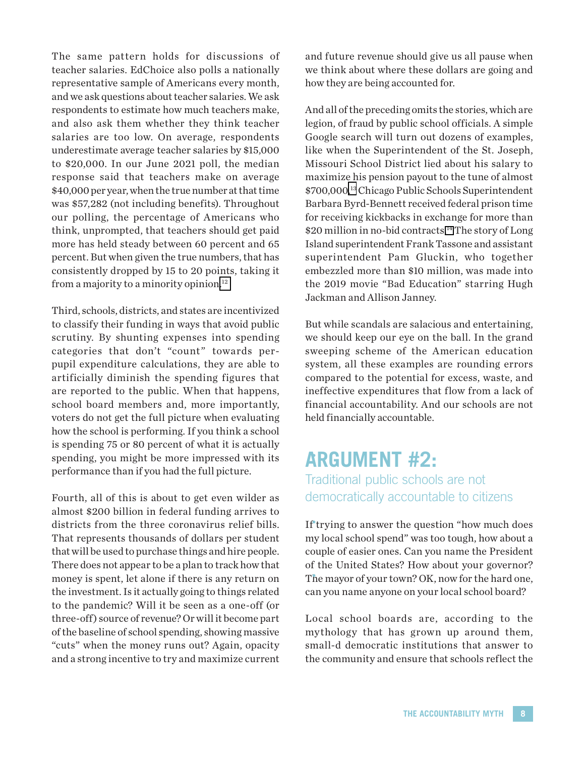The same pattern holds for discussions of teacher salaries. EdChoice also polls a nationally representative sample of Americans every month, and we ask questions about teacher salaries. We ask respondents to estimate how much teachers make, and also ask them whether they think teacher salaries are too low. On average, respondents underestimate average teacher salaries by $15,000 to $20,000. In our June 2021 poll, the median response said that teachers make on average $40,000 per year, when the true number at that time was $57,282 (not including benefits). Throughout our polling, the percentage of Americans who think, unprompted, that teachers should get paid more has held steady between 60 percent and 65 percent. But when given the true numbers, that has consistently dropped by 15 to 20 points, taking it from a majority to a minority opinion.[12]

Third, schools, districts, and states are incentivized to classify their funding in ways that avoid public scrutiny. By shunting expenses into spending categories that don't "count" towards per-pupil expenditure calculations, they are able to artificially diminish the spending figures that are reported to the public. When that happens, school board members and, more importantly, voters do not get the full picture when evaluating how the school is performing. If you think a school is spending 75 or 80 percent of what it is actually spending, you might be more impressed with its performance than if you had the full picture.

Fourth, all of this is about to get even wilder as almost $200 billion in federal funding arrives to districts from the three coronavirus relief bills. That represents thousands of dollars per student that will be used to purchase things and hire people. There does not appear to be a plan to track how that money is spent, let alone if there is any return on the investment. Is it actually going to things related to the pandemic? Will it be seen as a one-off (or three-off) source of revenue? Or will it become part of the baseline of school spending, showing massive "cuts" when the money runs out? Again, opacity and a strong incentive to try and maximize current and future revenue should give us all pause when we think about where these dollars are going and how they are being accounted for.

And all of the preceding omits the stories, which are legion, of fraud by public school officials. A simple Google search will turn out dozens of examples, like when the Superintendent of the St. Joseph, Missouri School District lied about his salary to maximize his pension payout to the tune of almost $700,000.[13] Chicago Public Schools Superintendent Barbara Byrd-Bennett received federal prison time for receiving kickbacks in exchange for more than $20 million in no-bid contracts.[14] The story of Long Island superintendent Frank Tassone and assistant superintendent Pam Gluckin, who together embezzled more than $10 million, was made into the 2019 movie "Bad Education" starring Hugh Jackman and Allison Janney.

But while scandals are salacious and entertaining, we should keep our eye on the ball. In the grand sweeping scheme of the American education system, all these examples are rounding errors compared to the potential for excess, waste, and ineffective expenditures that flow from a lack of financial accountability. And our schools are not held financially accountable.

## ARGUMENT #2:

### Traditional public schools are not democratically accountable to citizens

If trying to answer the question "how much does my local school spend" was too tough, how about a couple of easier ones. Can you name the President of the United States? How about your governor? The mayor of your town? OK, now for the hard one, can you name anyone on your local school board?

Local school boards are, according to the mythology that has grown up around them, small-d democratic institutions that answer to the community and ensure that schools reflect the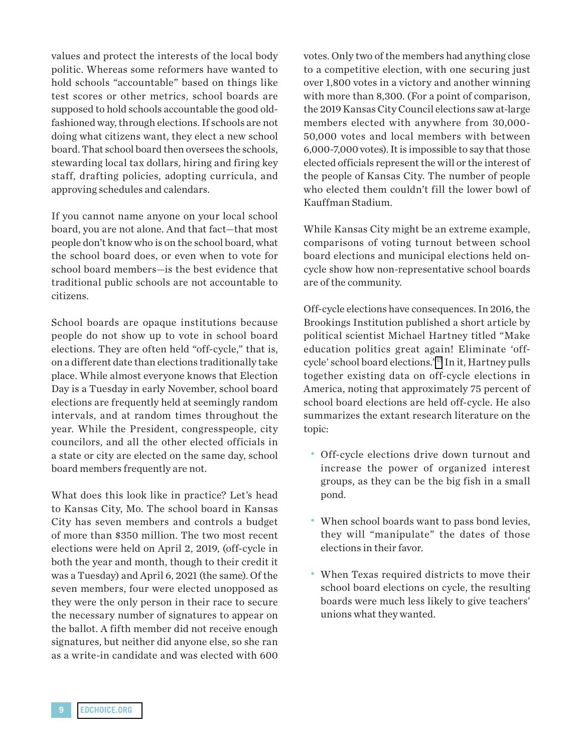values and protect the interests of the local body politic. Whereas some reformers have wanted to hold schools "accountable" based on things like test scores or other metrics, school boards are supposed to hold schools accountable the good old-fashioned way, through elections. If schools are not doing what citizens want, they elect a new school board. That school board then oversees the schools, stewarding local tax dollars, hiring and firing key staff, drafting policies, adopting curricula, and approving schedules and calendars.

If you cannot name anyone on your local school board, you are not alone. And that fact—that most people don't know who is on the school board, what the school board does, or even when to vote for school board members—is the best evidence that traditional public schools are not accountable to citizens.

School boards are opaque institutions because people do not show up to vote in school board elections. They are often held "off-cycle," that is, on a different date than elections traditionally take place. While almost everyone knows that Election Day is a Tuesday in early November, school board elections are frequently held at seemingly random intervals, and at random times throughout the year. While the President, congresspeople, city councilors, and all the other elected officials in a state or city are elected on the same day, school board members frequently are not.

What does this look like in practice? Let's head to Kansas City, Mo. The school board in Kansas City has seven members and controls a budget of more than $350 million. The two most recent elections were held on April 2, 2019, (off-cycle in both the year and month, though to their credit it was a Tuesday) and April 6, 2021 (the same). Of the seven members, four were elected unopposed as they were the only person in their race to secure the necessary number of signatures to appear on the ballot. A fifth member did not receive enough signatures, but neither did anyone else, so she ran as a write-in candidate and was elected with 600 votes. Only two of the members had anything close to a competitive election, with one securing just over 1,800 votes in a victory and another winning with more than 8,300. (For a point of comparison, the 2019 Kansas City Council elections saw at-large members elected with anywhere from 30,000-50,000 votes and local members with between 6,000-7,000 votes). It is impossible to say that those elected officials represent the will or the interest of the people of Kansas City. The number of people who elected them couldn't fill the lower bowl of Kauffman Stadium.

While Kansas City might be an extreme example, comparisons of voting turnout between school board elections and municipal elections held on-cycle show how non-representative school boards are of the community.

Off-cycle elections have consequences. In 2016, the Brookings Institution published a short article by political scientist Michael Hartney titled "Make education politics great again! Eliminate 'off-cycle' school board elections."[15] In it, Hartney pulls together existing data on off-cycle elections in America, noting that approximately 75 percent of school board elections are held off-cycle. He also summarizes the extant research literature on the topic:

- Off-cycle elections drive down turnout and increase the power of organized interest groups, as they can be the big fish in a small pond.
- When school boards want to pass bond levies, they will "manipulate" the dates of those elections in their favor.
- When Texas required districts to move their school board elections on cycle, the resulting boards were much less likely to give teachers' unions what they wanted.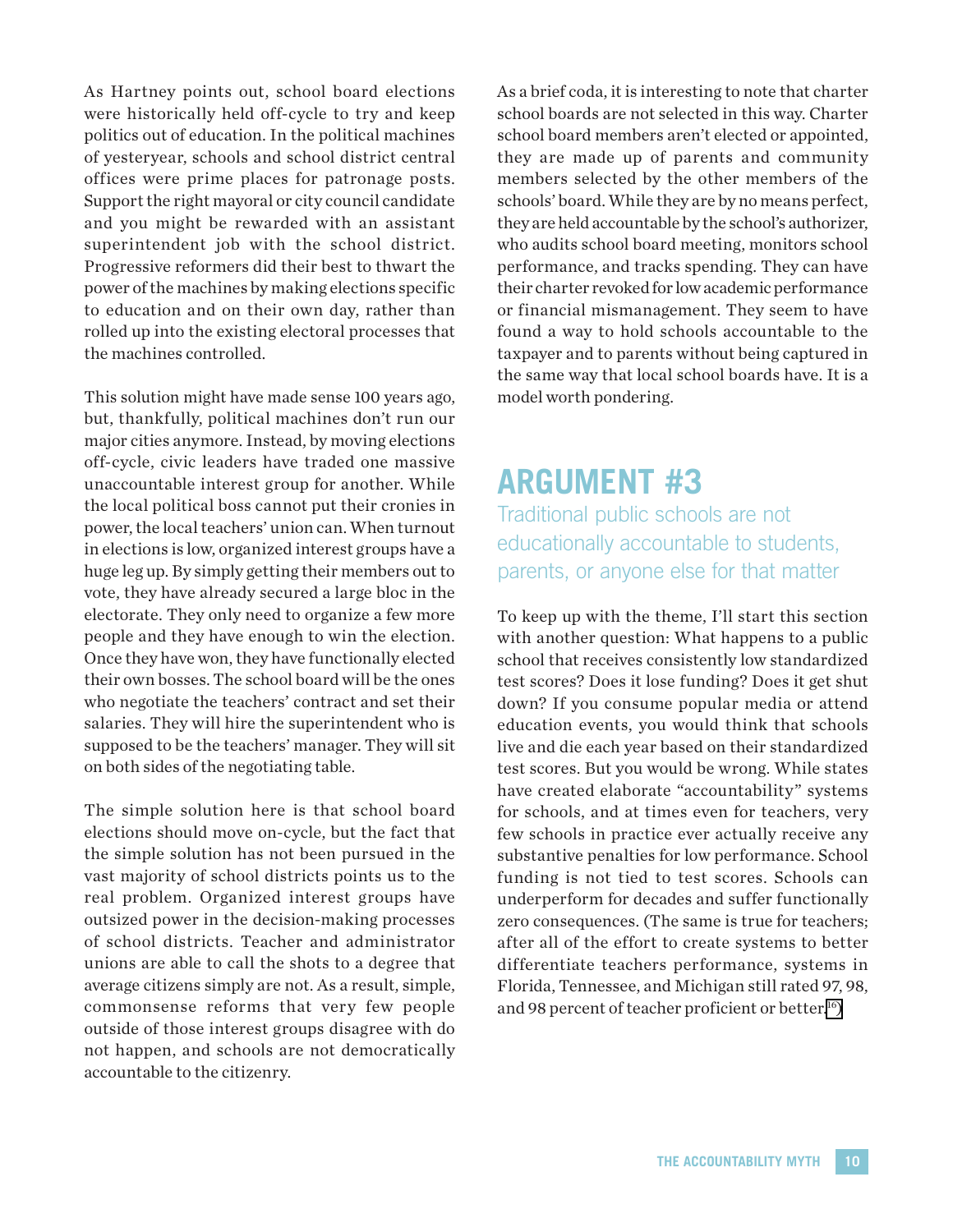As Hartney points out, school board elections were historically held off-cycle to try and keep politics out of education. In the political machines of yesteryear, schools and school district central offices were prime places for patronage posts. Support the right mayoral or city council candidate and you might be rewarded with an assistant superintendent job with the school district. Progressive reformers did their best to thwart the power of the machines by making elections specific to education and on their own day, rather than rolled up into the existing electoral processes that the machines controlled.

This solution might have made sense 100 years ago, but, thankfully, political machines don't run our major cities anymore. Instead, by moving elections off-cycle, civic leaders have traded one massive unaccountable interest group for another. While the local political boss cannot put their cronies in power, the local teachers' union can. When turnout in elections is low, organized interest groups have a huge leg up. By simply getting their members out to vote, they have already secured a large bloc in the electorate. They only need to organize a few more people and they have enough to win the election. Once they have won, they have functionally elected their own bosses. The school board will be the ones who negotiate the teachers' contract and set their salaries. They will hire the superintendent who is supposed to be the teachers' manager. They will sit on both sides of the negotiating table.

The simple solution here is that school board elections should move on-cycle, but the fact that the simple solution has not been pursued in the vast majority of school districts points us to the real problem. Organized interest groups have outsized power in the decision-making processes of school districts. Teacher and administrator unions are able to call the shots to a degree that average citizens simply are not. As a result, simple, commonsense reforms that very few people outside of those interest groups disagree with do not happen, and schools are not democratically accountable to the citizenry.

As a brief coda, it is interesting to note that charter school boards are not selected in this way. Charter school board members aren't elected or appointed, they are made up of parents and community members selected by the other members of the schools' board. While they are by no means perfect, they are held accountable by the school's authorizer, who audits school board meeting, monitors school performance, and tracks spending. They can have their charter revoked for low academic performance or financial mismanagement. They seem to have found a way to hold schools accountable to the taxpayer and to parents without being captured in the same way that local school boards have. It is a model worth pondering.

## ARGUMENT #3

### Traditional public schools are not educationally accountable to students, parents, or anyone else for that matter

To keep up with the theme, I'll start this section with another question: What happens to a public school that receives consistently low standardized test scores? Does it lose funding? Does it get shut down? If you consume popular media or attend education events, you would think that schools live and die each year based on their standardized test scores. But you would be wrong. While states have created elaborate "accountability" systems for schools, and at times even for teachers, very few schools in practice ever actually receive any substantive penalties for low performance. School funding is not tied to test scores. Schools can underperform for decades and suffer functionally zero consequences. (The same is true for teachers; after all of the effort to create systems to better differentiate teachers performance, systems in Florida, Tennessee, and Michigan still rated 97, 98, and 98 percent of teacher proficient or better.[16])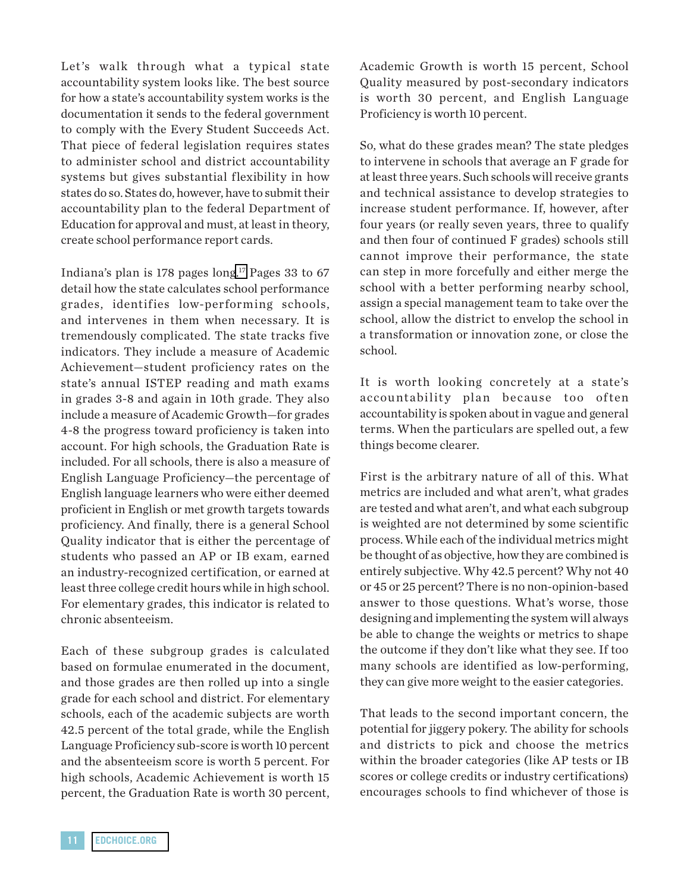Let's walk through what a typical state accountability system looks like. The best source for how a state's accountability system works is the documentation it sends to the federal government to comply with the Every Student Succeeds Act. That piece of federal legislation requires states to administer school and district accountability systems but gives substantial flexibility in how states do so. States do, however, have to submit their accountability plan to the federal Department of Education for approval and must, at least in theory, create school performance report cards.

Indiana's plan is 178 pages long.[17] Pages 33 to 67 detail how the state calculates school performance grades, identifies low-performing schools, and intervenes in them when necessary. It is tremendously complicated. The state tracks five indicators. They include a measure of Academic Achievement—student proficiency rates on the state's annual ISTEP reading and math exams in grades 3-8 and again in 10th grade. They also include a measure of Academic Growth—for grades 4-8 the progress toward proficiency is taken into account. For high schools, the Graduation Rate is included. For all schools, there is also a measure of English Language Proficiency—the percentage of English language learners who were either deemed proficient in English or met growth targets towards proficiency. And finally, there is a general School Quality indicator that is either the percentage of students who passed an AP or IB exam, earned an industry-recognized certification, or earned at least three college credit hours while in high school. For elementary grades, this indicator is related to chronic absenteeism.

Each of these subgroup grades is calculated based on formulae enumerated in the document, and those grades are then rolled up into a single grade for each school and district. For elementary schools, each of the academic subjects are worth 42.5 percent of the total grade, while the English Language Proficiency sub-score is worth 10 percent and the absenteeism score is worth 5 percent. For high schools, Academic Achievement is worth 15 percent, the Graduation Rate is worth 30 percent, Academic Growth is worth 15 percent, School Quality measured by post-secondary indicators is worth 30 percent, and English Language Proficiency is worth 10 percent.

So, what do these grades mean? The state pledges to intervene in schools that average an F grade for at least three years. Such schools will receive grants and technical assistance to develop strategies to increase student performance. If, however, after four years (or really seven years, three to qualify and then four of continued F grades) schools still cannot improve their performance, the state can step in more forcefully and either merge the school with a better performing nearby school, assign a special management team to take over the school, allow the district to envelop the school in a transformation or innovation zone, or close the school.

It is worth looking concretely at a state's accountability plan because too often accountability is spoken about in vague and general terms. When the particulars are spelled out, a few things become clearer.

First is the arbitrary nature of all of this. What metrics are included and what aren't, what grades are tested and what aren't, and what each subgroup is weighted are not determined by some scientific process. While each of the individual metrics might be thought of as objective, how they are combined is entirely subjective. Why 42.5 percent? Why not 40 or 45 or 25 percent? There is no non-opinion-based answer to those questions. What's worse, those designing and implementing the system will always be able to change the weights or metrics to shape the outcome if they don't like what they see. If too many schools are identified as low-performing, they can give more weight to the easier categories.

That leads to the second important concern, the potential for jiggery pokery. The ability for schools and districts to pick and choose the metrics within the broader categories (like AP tests or IB scores or college credits or industry certifications) encourages schools to find whichever of those is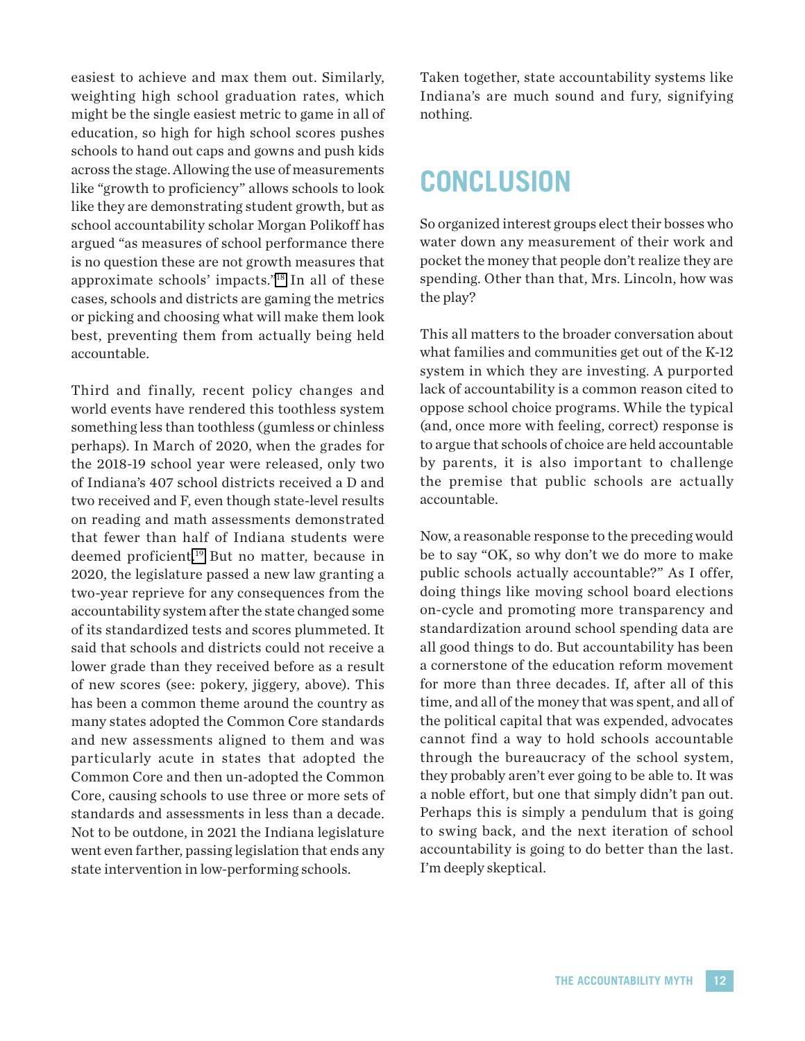easiest to achieve and max them out. Similarly, weighting high school graduation rates, which might be the single easiest metric to game in all of education, so high for high school scores pushes schools to hand out caps and gowns and push kids across the stage. Allowing the use of measurements like "growth to proficiency" allows schools to look like they are demonstrating student growth, but as school accountability scholar Morgan Polikoff has argued "as measures of school performance there is no question these are not growth measures that approximate schools' impacts."[18] In all of these cases, schools and districts are gaming the metrics or picking and choosing what will make them look best, preventing them from actually being held accountable.

Third and finally, recent policy changes and world events have rendered this toothless system something less than toothless (gumless or chinless perhaps). In March of 2020, when the grades for the 2018-19 school year were released, only two of Indiana's 407 school districts received a D and two received and F, even though state-level results on reading and math assessments demonstrated that fewer than half of Indiana students were deemed proficient.[19] But no matter, because in 2020, the legislature passed a new law granting a two-year reprieve for any consequences from the accountability system after the state changed some of its standardized tests and scores plummeted. It said that schools and districts could not receive a lower grade than they received before as a result of new scores (see: pokery, jiggery, above). This has been a common theme around the country as many states adopted the Common Core standards and new assessments aligned to them and was particularly acute in states that adopted the Common Core and then un-adopted the Common Core, causing schools to use three or more sets of standards and assessments in less than a decade. Not to be outdone, in 2021 the Indiana legislature went even farther, passing legislation that ends any state intervention in low-performing schools.

Taken together, state accountability systems like Indiana's are much sound and fury, signifying nothing.

## CONCLUSION

So organized interest groups elect their bosses who water down any measurement of their work and pocket the money that people don't realize they are spending. Other than that, Mrs. Lincoln, how was the play?

This all matters to the broader conversation about what families and communities get out of the K-12 system in which they are investing. A purported lack of accountability is a common reason cited to oppose school choice programs. While the typical (and, once more with feeling, correct) response is to argue that schools of choice are held accountable by parents, it is also important to challenge the premise that public schools are actually accountable.

Now, a reasonable response to the preceding would be to say "OK, so why don't we do more to make public schools actually accountable?" As I offer, doing things like moving school board elections on-cycle and promoting more transparency and standardization around school spending data are all good things to do. But accountability has been a cornerstone of the education reform movement for more than three decades. If, after all of this time, and all of the money that was spent, and all of the political capital that was expended, advocates cannot find a way to hold schools accountable through the bureaucracy of the school system, they probably aren't ever going to be able to. It was a noble effort, but one that simply didn't pan out. Perhaps this is simply a pendulum that is going to swing back, and the next iteration of school accountability is going to do better than the last. I'm deeply skeptical.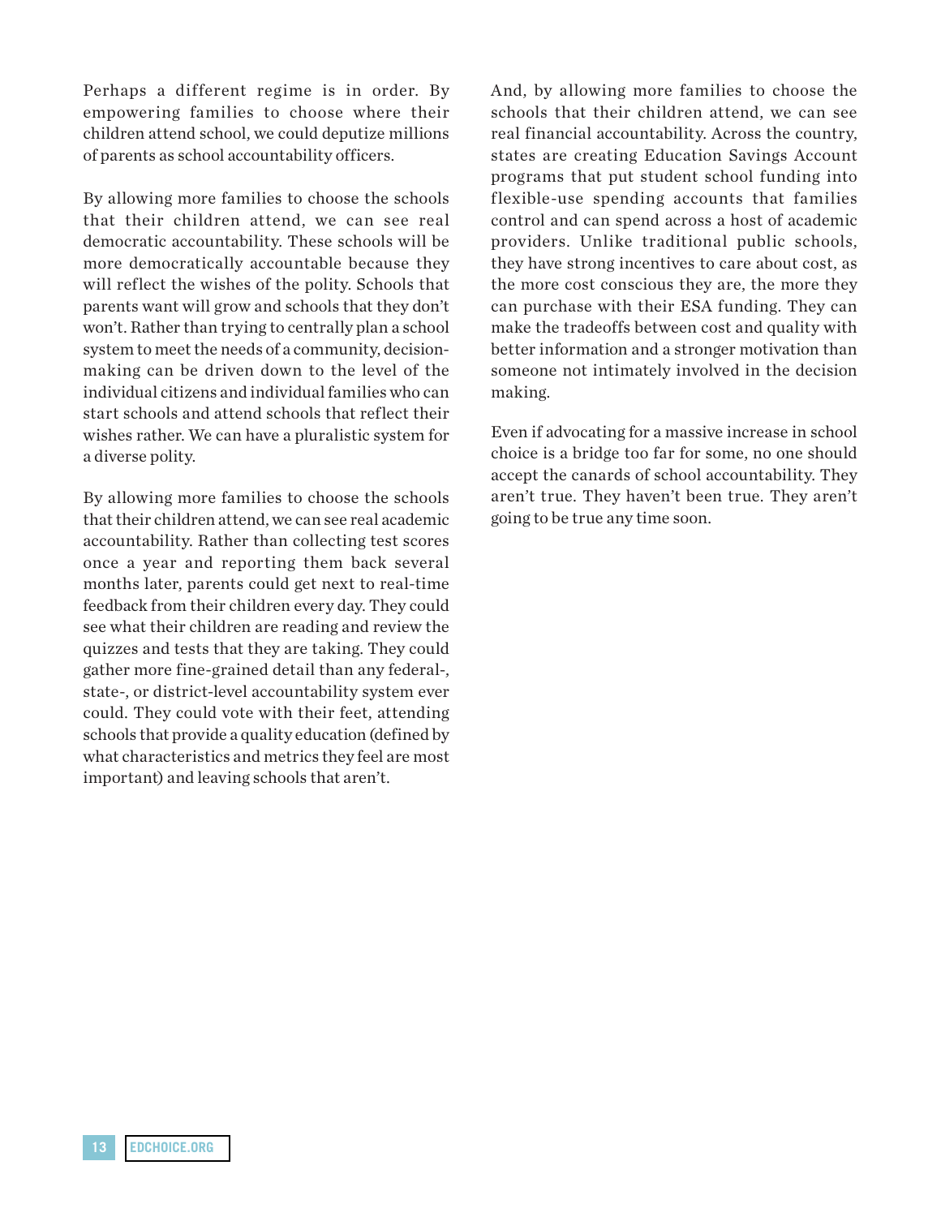Perhaps a different regime is in order. By empowering families to choose where their children attend school, we could deputize millions of parents as school accountability officers.

By allowing more families to choose the schools that their children attend, we can see real democratic accountability. These schools will be more democratically accountable because they will reflect the wishes of the polity. Schools that parents want will grow and schools that they don't won't. Rather than trying to centrally plan a school system to meet the needs of a community, decision-making can be driven down to the level of the individual citizens and individual families who can start schools and attend schools that reflect their wishes rather. We can have a pluralistic system for a diverse polity.

By allowing more families to choose the schools that their children attend, we can see real academic accountability. Rather than collecting test scores once a year and reporting them back several months later, parents could get next to real-time feedback from their children every day. They could see what their children are reading and review the quizzes and tests that they are taking. They could gather more fine-grained detail than any federal-, state-, or district-level accountability system ever could. They could vote with their feet, attending schools that provide a quality education (defined by what characteristics and metrics they feel are most important) and leaving schools that aren't.

And, by allowing more families to choose the schools that their children attend, we can see real financial accountability. Across the country, states are creating Education Savings Account programs that put student school funding into flexible-use spending accounts that families control and can spend across a host of academic providers. Unlike traditional public schools, they have strong incentives to care about cost, as the more cost conscious they are, the more they can purchase with their ESA funding. They can make the tradeoffs between cost and quality with better information and a stronger motivation than someone not intimately involved in the decision making.

Even if advocating for a massive increase in school choice is a bridge too far for some, no one should accept the canards of school accountability. They aren't true. They haven't been true. They aren't going to be true any time soon.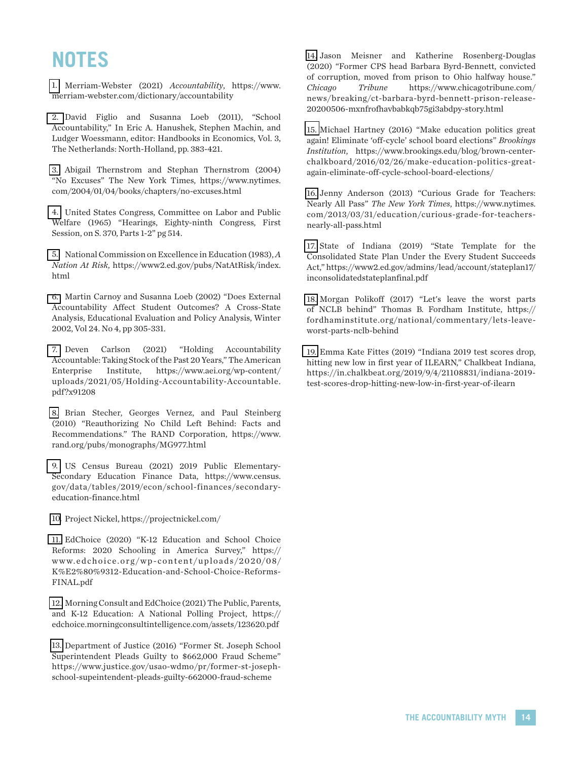# NOTES

1. Merriam-Webster (2021) *Accountability*, https://www.merriam-webster.com/dictionary/accountability

2. David Figlio and Susanna Loeb (2011), "School Accountability," In Eric A. Hanushek, Stephen Machin, and Ludger Woessmann, editor: Handbooks in Economics, Vol. 3, The Netherlands: North-Holland, pp. 383-421.

3. Abigail Thernstrom and Stephan Thernstrom (2004) "No Excuses" The New York Times, https://www.nytimes.com/2004/01/04/books/chapters/no-excuses.html

4. United States Congress, Committee on Labor and Public Welfare (1965) "Hearings, Eighty-ninth Congress, First Session, on S. 370, Parts 1-2" pg 514.

5. National Commission on Excellence in Education (1983), *A Nation At Risk*, https://www2.ed.gov/pubs/NatAtRisk/index.html

6. Martin Carnoy and Susanna Loeb (2002) "Does External Accountability Affect Student Outcomes? A Cross-State Analysis, Educational Evaluation and Policy Analysis, Winter 2002, Vol 24. No 4, pp 305-331.

7. Deven Carlson (2021) "Holding Accountability Accountable: Taking Stock of the Past 20 Years," The American Enterprise Institute, https://www.aei.org/wp-content/uploads/2021/05/Holding-Accountability-Accountable.pdf?x91208

8. Brian Stecher, Georges Vernez, and Paul Steinberg (2010) "Reauthorizing No Child Left Behind: Facts and Recommendations." The RAND Corporation, https://www.rand.org/pubs/monographs/MG977.html

9. US Census Bureau (2021) 2019 Public Elementary-Secondary Education Finance Data, https://www.census.gov/data/tables/2019/econ/school-finances/secondary-education-finance.html

10. Project Nickel, https://projectnickel.com/

11. EdChoice (2020) "K-12 Education and School Choice Reforms: 2020 Schooling in America Survey," https://www.edchoice.org/wp-content/uploads/2020/08/K%E2%80%9312-Education-and-School-Choice-Reforms-FINAL.pdf

12. Morning Consult and EdChoice (2021) The Public, Parents, and K-12 Education: A National Polling Project, https://edchoice.morningconsultintelligence.com/assets/123620.pdf

13. Department of Justice (2016) "Former St. Joseph School Superintendent Pleads Guilty to $662,000 Fraud Scheme" https://www.justice.gov/usao-wdmo/pr/former-st-joseph-school-supeintendent-pleads-guilty-662000-fraud-scheme

14. Jason Meisner and Katherine Rosenberg-Douglas (2020) "Former CPS head Barbara Byrd-Bennett, convicted of corruption, moved from prison to Ohio halfway house." *Chicago Tribune* https://www.chicagotribune.com/news/breaking/ct-barbara-byrd-bennett-prison-release-20200506-mxnfrofhavbabkqb75gi3abdpy-story.html

15. Michael Hartney (2016) "Make education politics great again! Eliminate 'off-cycle' school board elections" *Brookings Institution*, https://www.brookings.edu/blog/brown-center-chalkboard/2016/02/26/make-education-politics-great-again-eliminate-off-cycle-school-board-elections/

16. Jenny Anderson (2013) "Curious Grade for Teachers: Nearly All Pass" *The New York Times*, https://www.nytimes.com/2013/03/31/education/curious-grade-for-teachers-nearly-all-pass.html

17. State of Indiana (2019) "State Template for the Consolidated State Plan Under the Every Student Succeeds Act," https://www2.ed.gov/admins/lead/account/stateplan17/inconsolidatedstateplanfinal.pdf

18. Morgan Polikoff (2017) "Let's leave the worst parts of NCLB behind" Thomas B. Fordham Institute, https://fordhaminstitute.org/national/commentary/lets-leave-worst-parts-nclb-behind

19. Emma Kate Fittes (2019) "Indiana 2019 test scores drop, hitting new low in first year of ILEARN," Chalkbeat Indiana, https://in.chalkbeat.org/2019/9/4/21108831/indiana-2019-test-scores-drop-hitting-new-low-in-first-year-of-ilearn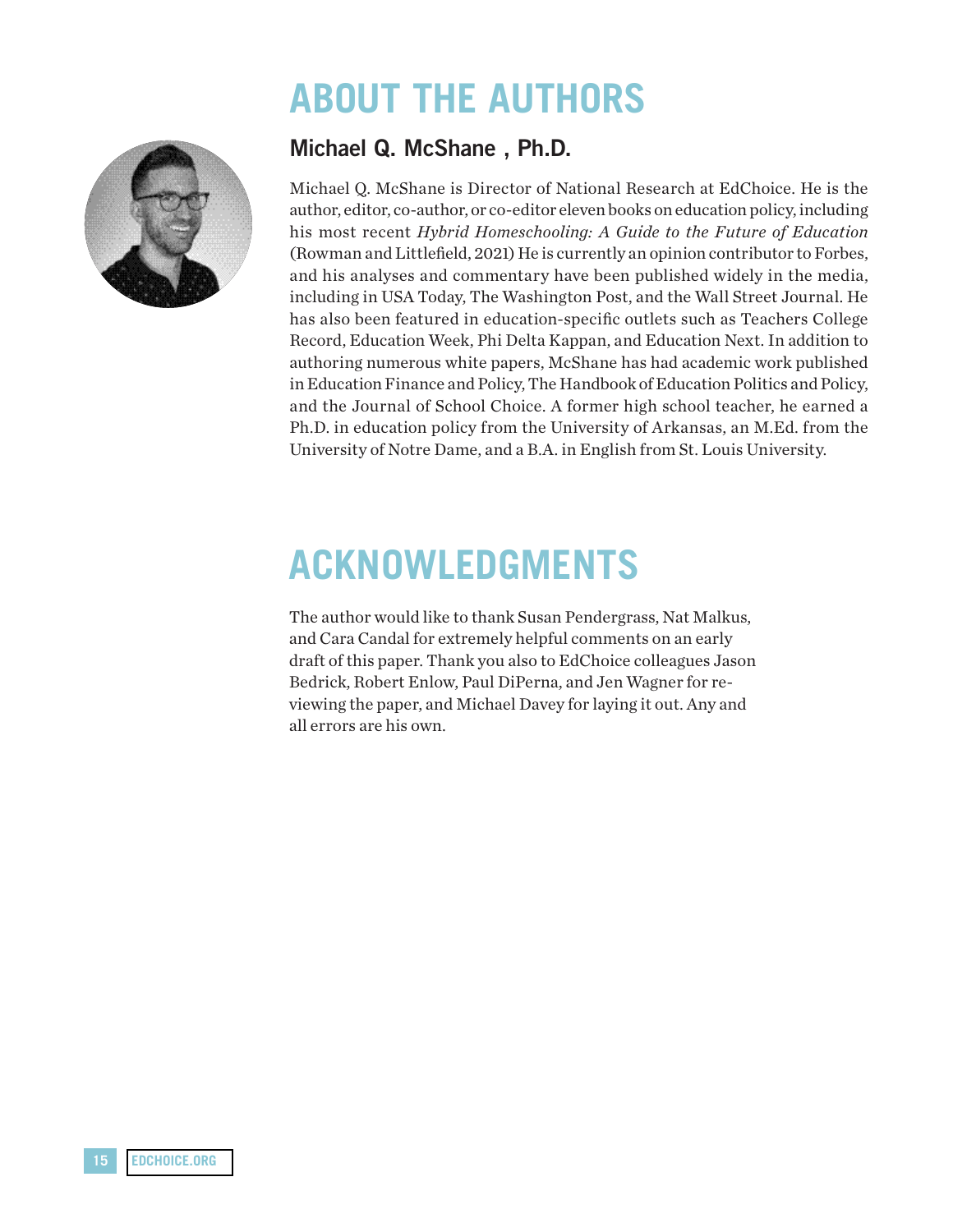# ABOUT THE AUTHORS

## Michael Q. McShane , Ph.D.

Michael Q. McShane is Director of National Research at EdChoice. He is the author, editor, co-author, or co-editor eleven books on education policy, including his most recent *Hybrid Homeschooling: A Guide to the Future of Education* (Rowman and Littlefield, 2021) He is currently an opinion contributor to Forbes, and his analyses and commentary have been published widely in the media, including in USA Today, The Washington Post, and the Wall Street Journal. He has also been featured in education-specific outlets such as Teachers College Record, Education Week, Phi Delta Kappan, and Education Next. In addition to authoring numerous white papers, McShane has had academic work published in Education Finance and Policy, The Handbook of Education Politics and Policy, and the Journal of School Choice. A former high school teacher, he earned a Ph.D. in education policy from the University of Arkansas, an M.Ed. from the University of Notre Dame, and a B.A. in English from St. Louis University.

# ACKNOWLEDGMENTS

The author would like to thank Susan Pendergrass, Nat Malkus, and Cara Candal for extremely helpful comments on an early draft of this paper. Thank you also to EdChoice colleagues Jason Bedrick, Robert Enlow, Paul DiPerna, and Jen Wagner for reviewing the paper, and Michael Davey for laying it out. Any and all errors are his own.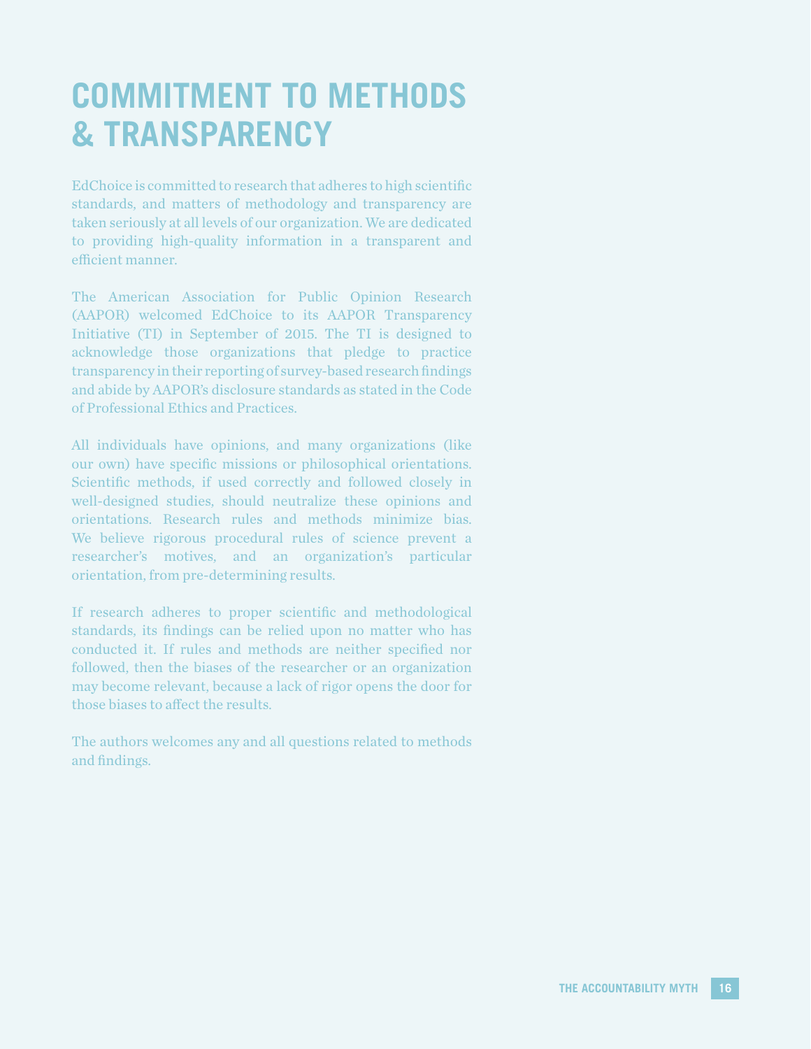# COMMITMENT TO METHODS & TRANSPARENCY

EdChoice is committed to research that adheres to high scientific standards, and matters of methodology and transparency are taken seriously at all levels of our organization. We are dedicated to providing high-quality information in a transparent and efficient manner.

The American Association for Public Opinion Research (AAPOR) welcomed EdChoice to its AAPOR Transparency Initiative (TI) in September of 2015. The TI is designed to acknowledge those organizations that pledge to practice transparency in their reporting of survey-based research findings and abide by AAPOR's disclosure standards as stated in the Code of Professional Ethics and Practices.

All individuals have opinions, and many organizations (like our own) have specific missions or philosophical orientations. Scientific methods, if used correctly and followed closely in well-designed studies, should neutralize these opinions and orientations. Research rules and methods minimize bias. We believe rigorous procedural rules of science prevent a researcher's motives, and an organization's particular orientation, from pre-determining results.

If research adheres to proper scientific and methodological standards, its findings can be relied upon no matter who has conducted it. If rules and methods are neither specified nor followed, then the biases of the researcher or an organization may become relevant, because a lack of rigor opens the door for those biases to affect the results.

The authors welcomes any and all questions related to methods and findings.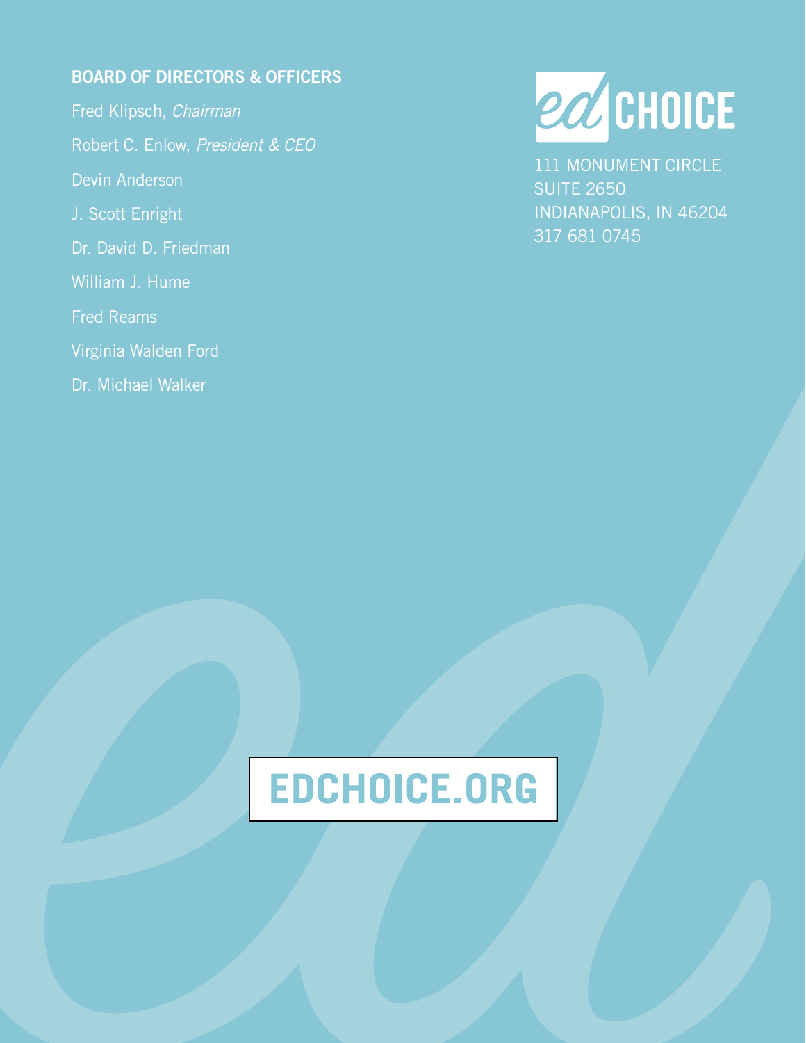## BOARD OF DIRECTORS & OFFICERS

Fred Klipsch, *Chairman*

Robert C. Enlow, *President & CEO*

Devin Anderson

J. Scott Enright

Dr. David D. Friedman

William J. Hume

Fred Reams

Virginia Walden Ford

Dr. Michael Walker

ed CHOICE

111 MONUMENT CIRCLE
SUITE 2650
INDIANAPOLIS, IN 46204
317 681 0745

**EDCHOICE.ORG**